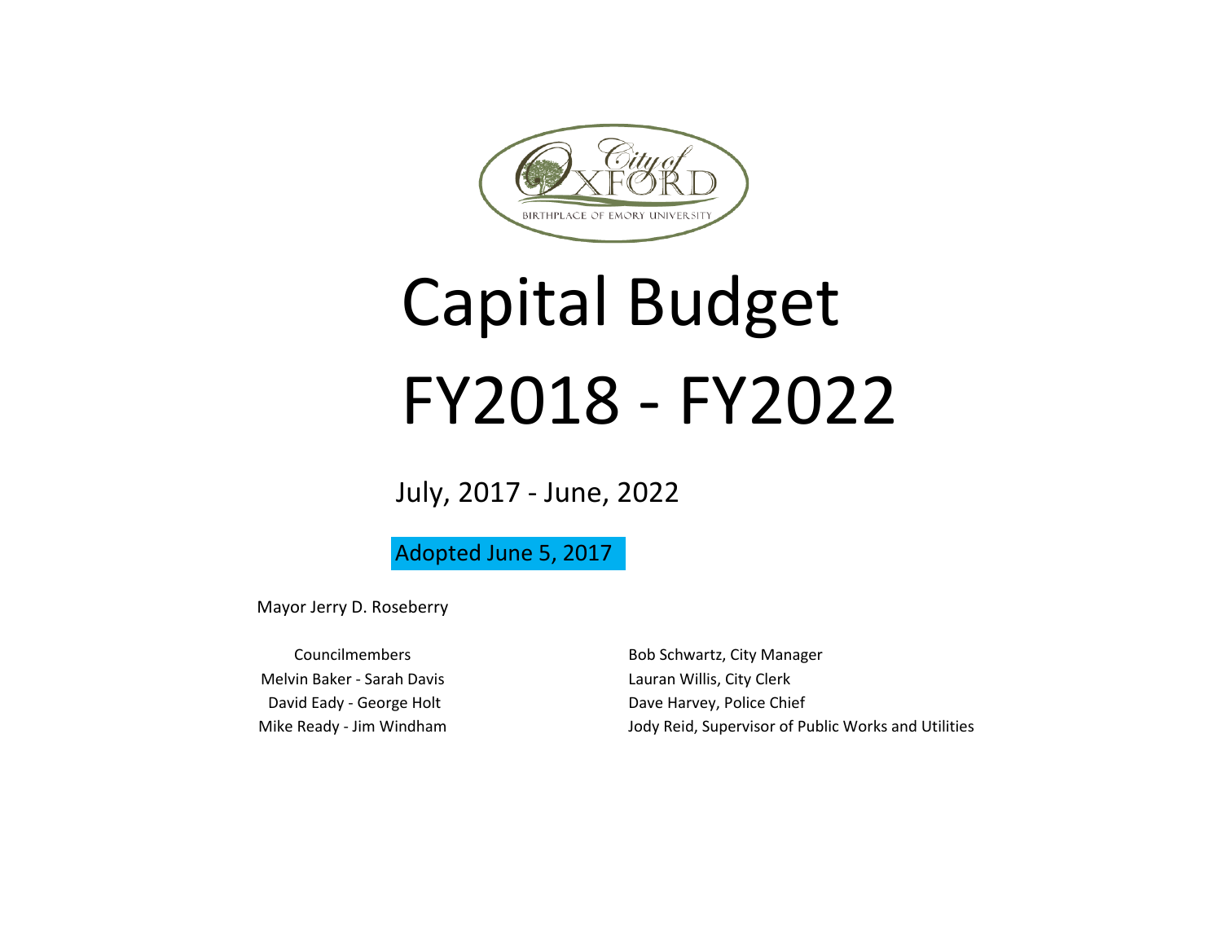City of OXFORD

BIRTHPLACE OF EMORY UNIVERSITY

# Capital Budget FY2018 - FY2022

July, 2017 - June, 2022

Adopted June 5, 2017

Mayor Jerry D. Roseberry

Councilmembers
Melvin Baker - Sarah Davis
David Eady - George Holt
Mike Ready - Jim Windham

Bob Schwartz, City Manager
Lauran Willis, City Clerk
Dave Harvey, Police Chief
Jody Reid, Supervisor of Public Works and Utilities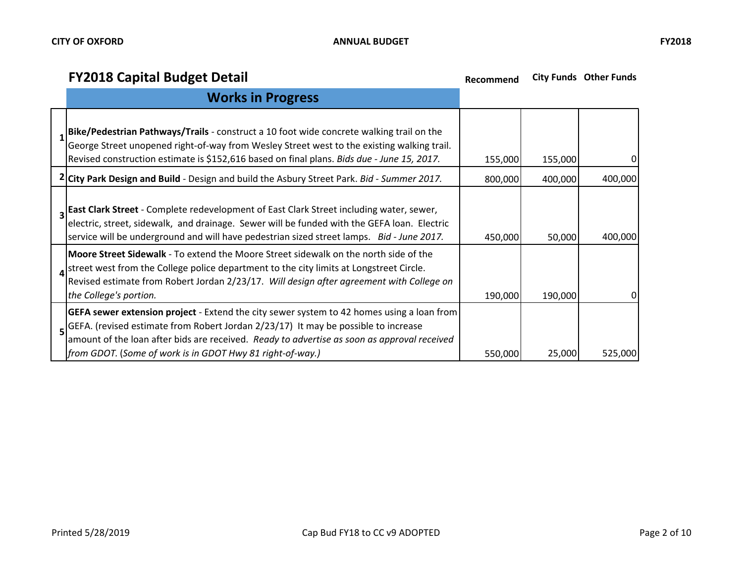## FY2018 Capital Budget Detail

| # | Works in Progress | Recommend | City Funds | Other Funds |
|---|---|---|---|---|
| 1 | **Bike/Pedestrian Pathways/Trails** - construct a 10 foot wide concrete walking trail on the George Street unopened right-of-way from Wesley Street west to the existing walking trail. Revised construction estimate is $152,616 based on final plans. *Bids due - June 15, 2017.* | 155,000 | 155,000 | 0 |
| 2 | **City Park Design and Build** - Design and build the Asbury Street Park. *Bid - Summer 2017.* | 800,000 | 400,000 | 400,000 |
| 3 | **East Clark Street** - Complete redevelopment of East Clark Street including water, sewer, electric, street, sidewalk, and drainage. Sewer will be funded with the GEFA loan. Electric service will be underground and will have pedestrian sized street lamps. *Bid - June 2017.* | 450,000 | 50,000 | 400,000 |
| 4 | **Moore Street Sidewalk** - To extend the Moore Street sidewalk on the north side of the street west from the College police department to the city limits at Longstreet Circle. Revised estimate from Robert Jordan 2/23/17. *Will design after agreement with College on the College's portion.* | 190,000 | 190,000 | 0 |
| 5 | **GEFA sewer extension project** - Extend the city sewer system to 42 homes using a loan from GEFA. (revised estimate from Robert Jordan 2/23/17) It may be possible to increase amount of the loan after bids are received. *Ready to advertise as soon as approval received from GDOT. (Some of work is in GDOT Hwy 81 right-of-way.)* | 550,000 | 25,000 | 525,000 |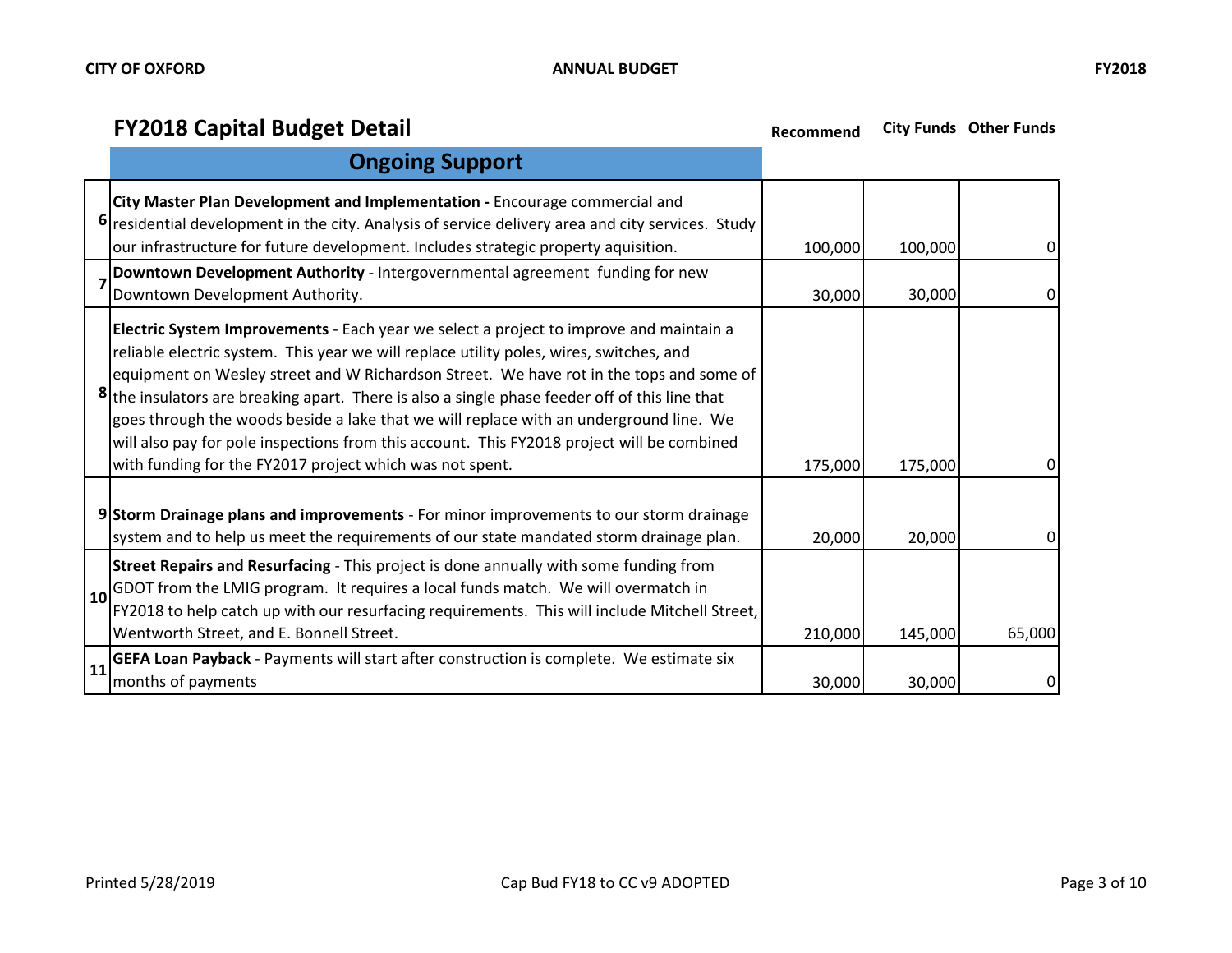## FY2018 Capital Budget Detail

| # | Ongoing Support | Recommend | City Funds | Other Funds |
|---|---|---|---|---|
| 6 | **City Master Plan Development and Implementation -** Encourage commercial and residential development in the city. Analysis of service delivery area and city services. Study our infrastructure for future development. Includes strategic property aquisition. | 100,000 | 100,000 | 0 |
| 7 | **Downtown Development Authority** - Intergovernmental agreement funding for new Downtown Development Authority. | 30,000 | 30,000 | 0 |
| 8 | **Electric System Improvements** - Each year we select a project to improve and maintain a reliable electric system. This year we will replace utility poles, wires, switches, and equipment on Wesley street and W Richardson Street. We have rot in the tops and some of the insulators are breaking apart. There is also a single phase feeder off of this line that goes through the woods beside a lake that we will replace with an underground line. We will also pay for pole inspections from this account. This FY2018 project will be combined with funding for the FY2017 project which was not spent. | 175,000 | 175,000 | 0 |
| 9 | **Storm Drainage plans and improvements** - For minor improvements to our storm drainage system and to help us meet the requirements of our state mandated storm drainage plan. | 20,000 | 20,000 | 0 |
| 10 | **Street Repairs and Resurfacing** - This project is done annually with some funding from GDOT from the LMIG program. It requires a local funds match. We will overmatch in FY2018 to help catch up with our resurfacing requirements. This will include Mitchell Street, Wentworth Street, and E. Bonnell Street. | 210,000 | 145,000 | 65,000 |
| 11 | **GEFA Loan Payback** - Payments will start after construction is complete. We estimate six months of payments | 30,000 | 30,000 | 0 |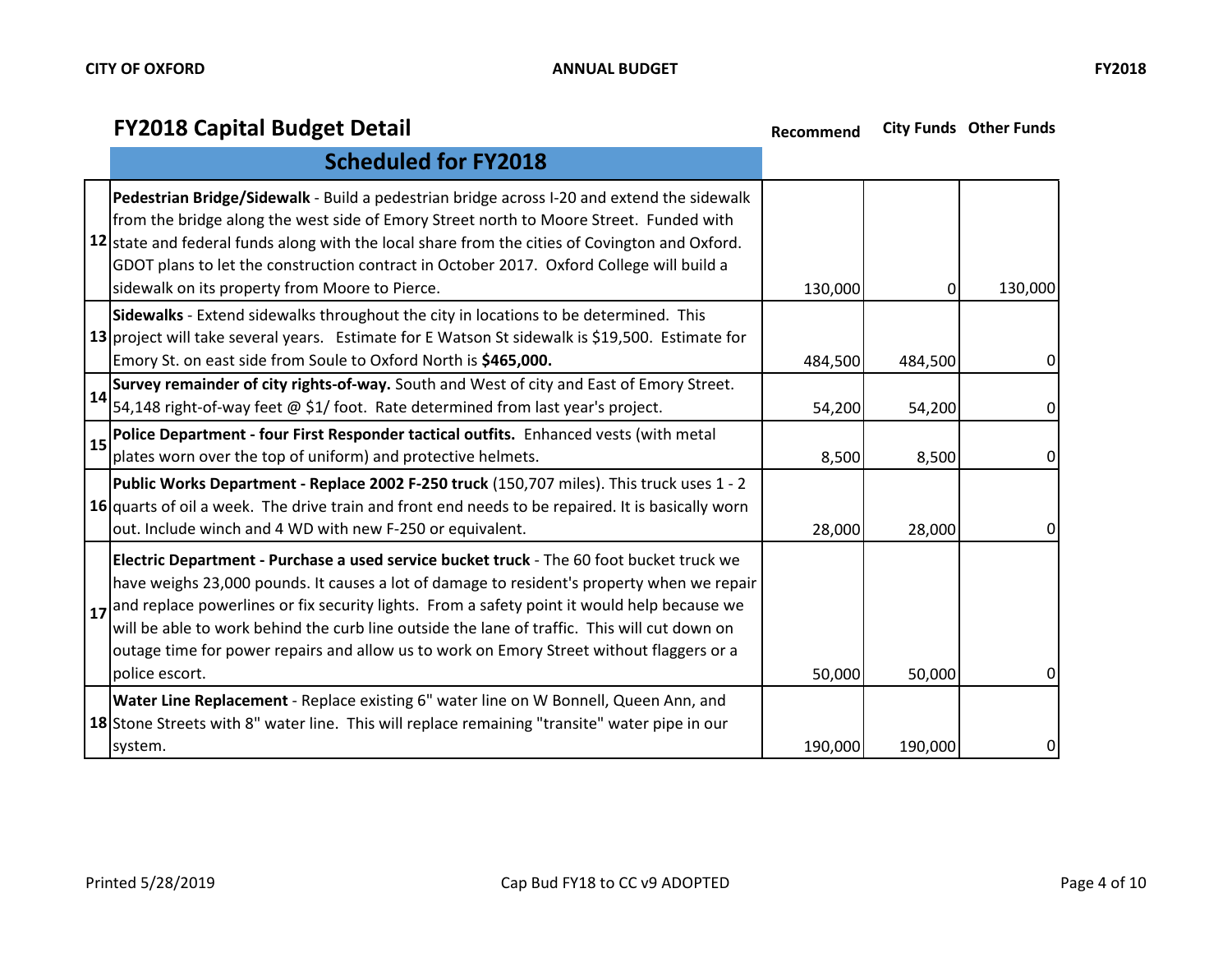## FY2018 Capital Budget Detail

| # | Scheduled for FY2018 | Recommend | City Funds | Other Funds |
|---|---|---|---|---|
| 12 | **Pedestrian Bridge/Sidewalk** - Build a pedestrian bridge across I-20 and extend the sidewalk from the bridge along the west side of Emory Street north to Moore Street. Funded with state and federal funds along with the local share from the cities of Covington and Oxford. GDOT plans to let the construction contract in October 2017. Oxford College will build a sidewalk on its property from Moore to Pierce. | 130,000 | 0 | 130,000 |
| 13 | **Sidewalks** - Extend sidewalks throughout the city in locations to be determined. This project will take several years. Estimate for E Watson St sidewalk is $19,500. Estimate for Emory St. on east side from Soule to Oxford North is **$465,000.** | 484,500 | 484,500 | 0 |
| 14 | **Survey remainder of city rights-of-way.** South and West of city and East of Emory Street. 54,148 right-of-way feet @ $1/ foot. Rate determined from last year's project. | 54,200 | 54,200 | 0 |
| 15 | **Police Department - four First Responder tactical outfits.** Enhanced vests (with metal plates worn over the top of uniform) and protective helmets. | 8,500 | 8,500 | 0 |
| 16 | **Public Works Department - Replace 2002 F-250 truck** (150,707 miles). This truck uses 1 - 2 quarts of oil a week. The drive train and front end needs to be repaired. It is basically worn out. Include winch and 4 WD with new F-250 or equivalent. | 28,000 | 28,000 | 0 |
| 17 | **Electric Department - Purchase a used service bucket truck** - The 60 foot bucket truck we have weighs 23,000 pounds. It causes a lot of damage to resident's property when we repair and replace powerlines or fix security lights. From a safety point it would help because we will be able to work behind the curb line outside the lane of traffic. This will cut down on outage time for power repairs and allow us to work on Emory Street without flaggers or a police escort. | 50,000 | 50,000 | 0 |
| 18 | **Water Line Replacement** - Replace existing 6" water line on W Bonnell, Queen Ann, and Stone Streets with 8" water line. This will replace remaining "transite" water pipe in our system. | 190,000 | 190,000 | 0 |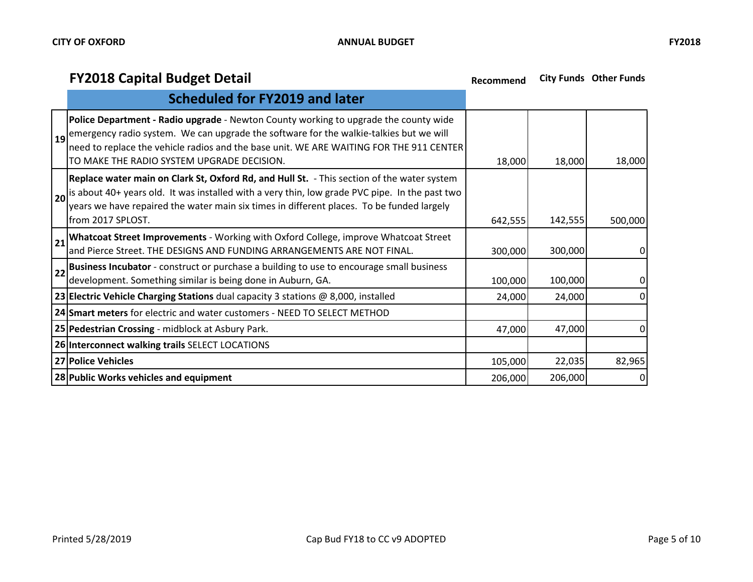## FY2018 Capital Budget Detail

| # | Scheduled for FY2019 and later | Recommend | City Funds | Other Funds |
|---|---|---|---|---|
| 19 | **Police Department - Radio upgrade** - Newton County working to upgrade the county wide emergency radio system. We can upgrade the software for the walkie-talkies but we will need to replace the vehicle radios and the base unit. WE ARE WAITING FOR THE 911 CENTER TO MAKE THE RADIO SYSTEM UPGRADE DECISION. | 18,000 | 18,000 | 18,000 |
| 20 | **Replace water main on Clark St, Oxford Rd, and Hull St.** - This section of the water system is about 40+ years old. It was installed with a very thin, low grade PVC pipe. In the past two years we have repaired the water main six times in different places. To be funded largely from 2017 SPLOST. | 642,555 | 142,555 | 500,000 |
| 21 | **Whatcoat Street Improvements** - Working with Oxford College, improve Whatcoat Street and Pierce Street. THE DESIGNS AND FUNDING ARRANGEMENTS ARE NOT FINAL. | 300,000 | 300,000 | 0 |
| 22 | **Business Incubator** - construct or purchase a building to use to encourage small business development. Something similar is being done in Auburn, GA. | 100,000 | 100,000 | 0 |
| 23 | **Electric Vehicle Charging Stations** dual capacity 3 stations @ 8,000, installed | 24,000 | 24,000 | 0 |
| 24 | **Smart meters** for electric and water customers - NEED TO SELECT METHOD | | | |
| 25 | **Pedestrian Crossing** - midblock at Asbury Park. | 47,000 | 47,000 | 0 |
| 26 | **Interconnect walking trails** SELECT LOCATIONS | | | |
| 27 | **Police Vehicles** | 105,000 | 22,035 | 82,965 |
| 28 | **Public Works vehicles and equipment** | 206,000 | 206,000 | 0 |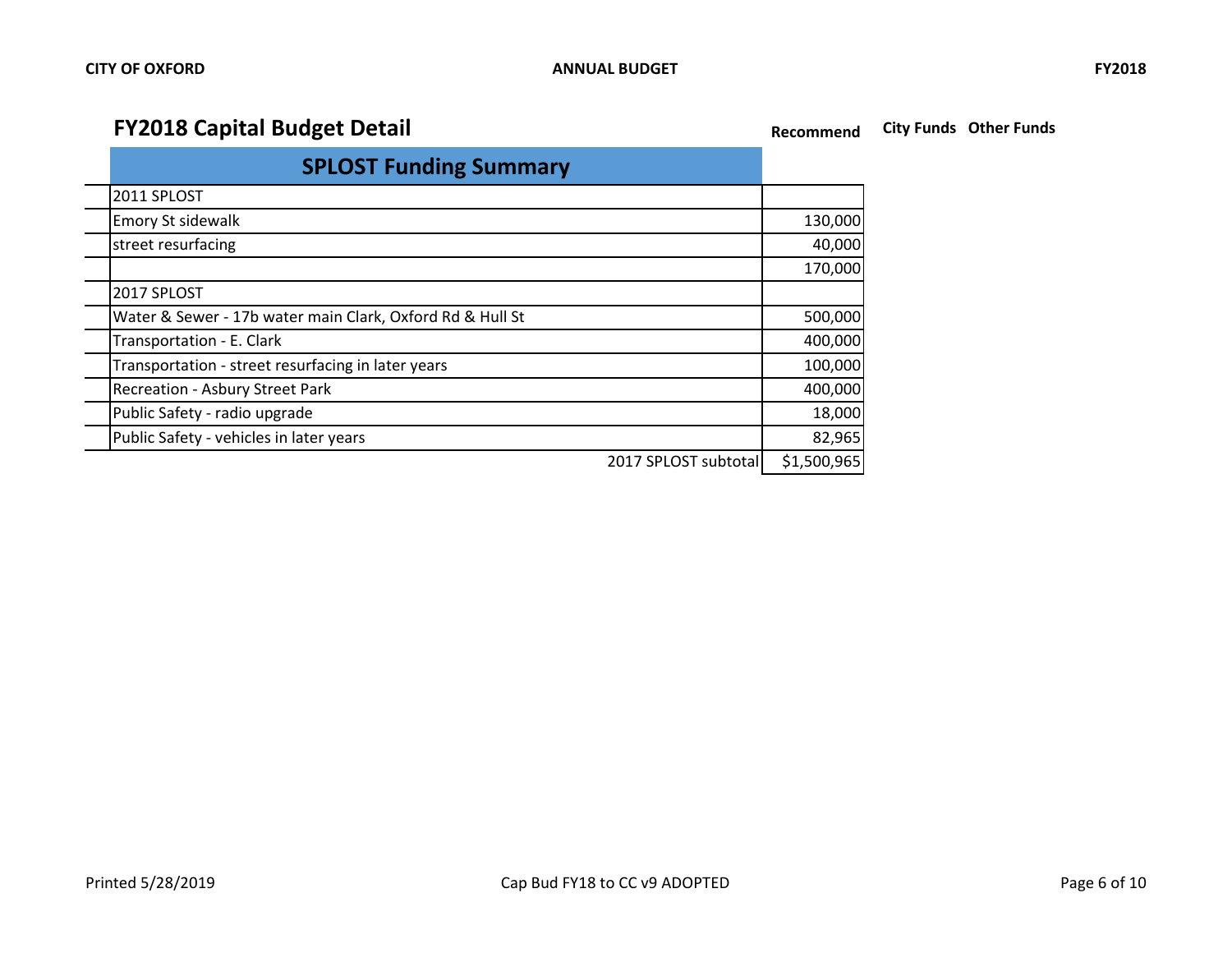## FY2018 Capital Budget Detail

| SPLOST Funding Summary | Recommend | City Funds | Other Funds |
|---|---|---|---|
| 2011 SPLOST | | | |
| Emory St sidewalk | 130,000 | | |
| street resurfacing | 40,000 | | |
| | 170,000 | | |
| 2017 SPLOST | | | |
| Water & Sewer - 17b water main Clark, Oxford Rd & Hull St | 500,000 | | |
| Transportation - E. Clark | 400,000 | | |
| Transportation - street resurfacing in later years | 100,000 | | |
| Recreation - Asbury Street Park | 400,000 | | |
| Public Safety - radio upgrade | 18,000 | | |
| Public Safety - vehicles in later years | 82,965 | | |
| 2017 SPLOST subtotal | $1,500,965 | | |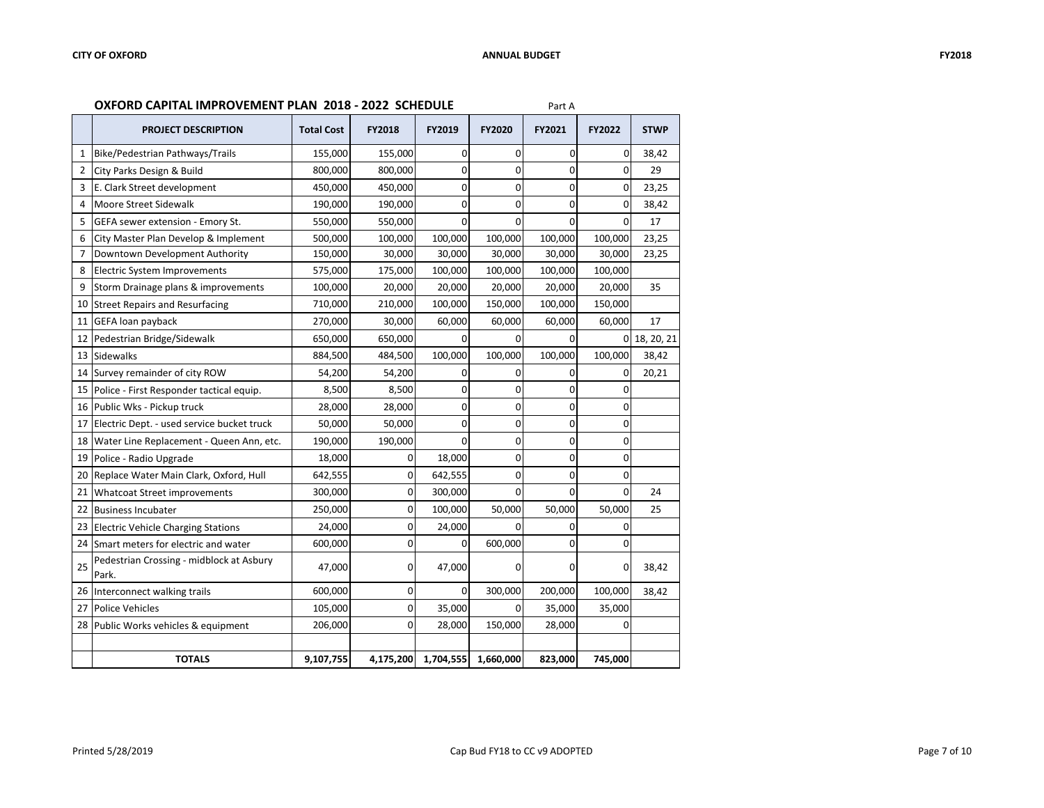## OXFORD CAPITAL IMPROVEMENT PLAN 2018 - 2022 SCHEDULE

Part A

| | PROJECT DESCRIPTION | Total Cost | FY2018 | FY2019 | FY2020 | FY2021 | FY2022 | STWP |
|---|---|---|---|---|---|---|---|---|
| 1 | Bike/Pedestrian Pathways/Trails | 155,000 | 155,000 | 0 | 0 | 0 | 0 | 38,42 |
| 2 | City Parks Design & Build | 800,000 | 800,000 | 0 | 0 | 0 | 0 | 29 |
| 3 | E. Clark Street development | 450,000 | 450,000 | 0 | 0 | 0 | 0 | 23,25 |
| 4 | Moore Street Sidewalk | 190,000 | 190,000 | 0 | 0 | 0 | 0 | 38,42 |
| 5 | GEFA sewer extension - Emory St. | 550,000 | 550,000 | 0 | 0 | 0 | 0 | 17 |
| 6 | City Master Plan Develop & Implement | 500,000 | 100,000 | 100,000 | 100,000 | 100,000 | 100,000 | 23,25 |
| 7 | Downtown Development Authority | 150,000 | 30,000 | 30,000 | 30,000 | 30,000 | 30,000 | 23,25 |
| 8 | Electric System Improvements | 575,000 | 175,000 | 100,000 | 100,000 | 100,000 | 100,000 | |
| 9 | Storm Drainage plans & improvements | 100,000 | 20,000 | 20,000 | 20,000 | 20,000 | 20,000 | 35 |
| 10 | Street Repairs and Resurfacing | 710,000 | 210,000 | 100,000 | 150,000 | 100,000 | 150,000 | |
| 11 | GEFA loan payback | 270,000 | 30,000 | 60,000 | 60,000 | 60,000 | 60,000 | 17 |
| 12 | Pedestrian Bridge/Sidewalk | 650,000 | 650,000 | 0 | 0 | 0 | 0 | 18, 20, 21 |
| 13 | Sidewalks | 884,500 | 484,500 | 100,000 | 100,000 | 100,000 | 100,000 | 38,42 |
| 14 | Survey remainder of city ROW | 54,200 | 54,200 | 0 | 0 | 0 | 0 | 20,21 |
| 15 | Police - First Responder tactical equip. | 8,500 | 8,500 | 0 | 0 | 0 | 0 | |
| 16 | Public Wks - Pickup truck | 28,000 | 28,000 | 0 | 0 | 0 | 0 | |
| 17 | Electric Dept. - used service bucket truck | 50,000 | 50,000 | 0 | 0 | 0 | 0 | |
| 18 | Water Line Replacement - Queen Ann, etc. | 190,000 | 190,000 | 0 | 0 | 0 | 0 | |
| 19 | Police - Radio Upgrade | 18,000 | 0 | 18,000 | 0 | 0 | 0 | |
| 20 | Replace Water Main Clark, Oxford, Hull | 642,555 | 0 | 642,555 | 0 | 0 | 0 | |
| 21 | Whatcoat Street improvements | 300,000 | 0 | 300,000 | 0 | 0 | 0 | 24 |
| 22 | Business Incubater | 250,000 | 0 | 100,000 | 50,000 | 50,000 | 50,000 | 25 |
| 23 | Electric Vehicle Charging Stations | 24,000 | 0 | 24,000 | 0 | 0 | 0 | |
| 24 | Smart meters for electric and water | 600,000 | 0 | 0 | 600,000 | 0 | 0 | |
| 25 | Pedestrian Crossing - midblock at Asbury Park. | 47,000 | 0 | 47,000 | 0 | 0 | 0 | 38,42 |
| 26 | Interconnect walking trails | 600,000 | 0 | 0 | 300,000 | 200,000 | 100,000 | 38,42 |
| 27 | Police Vehicles | 105,000 | 0 | 35,000 | 0 | 35,000 | 35,000 | |
| 28 | Public Works vehicles & equipment | 206,000 | 0 | 28,000 | 150,000 | 28,000 | 0 | |
| | | | | | | | | |
| | **TOTALS** | **9,107,755** | **4,175,200** | **1,704,555** | **1,660,000** | **823,000** | **745,000** | |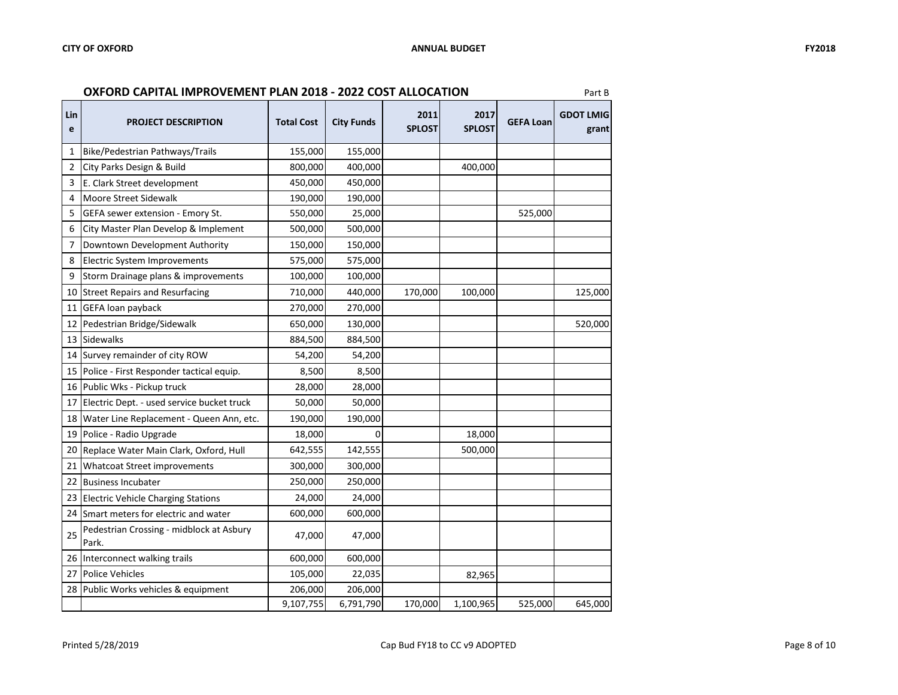## OXFORD CAPITAL IMPROVEMENT PLAN 2018 - 2022 COST ALLOCATION

Part B

| Line | PROJECT DESCRIPTION | Total Cost | City Funds | 2011 SPLOST | 2017 SPLOST | GEFA Loan | GDOT LMIG grant |
|---|---|---|---|---|---|---|---|
| 1 | Bike/Pedestrian Pathways/Trails | 155,000 | 155,000 | | | | |
| 2 | City Parks Design & Build | 800,000 | 400,000 | | 400,000 | | |
| 3 | E. Clark Street development | 450,000 | 450,000 | | | | |
| 4 | Moore Street Sidewalk | 190,000 | 190,000 | | | | |
| 5 | GEFA sewer extension - Emory St. | 550,000 | 25,000 | | | 525,000 | |
| 6 | City Master Plan Develop & Implement | 500,000 | 500,000 | | | | |
| 7 | Downtown Development Authority | 150,000 | 150,000 | | | | |
| 8 | Electric System Improvements | 575,000 | 575,000 | | | | |
| 9 | Storm Drainage plans & improvements | 100,000 | 100,000 | | | | |
| 10 | Street Repairs and Resurfacing | 710,000 | 440,000 | 170,000 | 100,000 | | 125,000 |
| 11 | GEFA loan payback | 270,000 | 270,000 | | | | |
| 12 | Pedestrian Bridge/Sidewalk | 650,000 | 130,000 | | | | 520,000 |
| 13 | Sidewalks | 884,500 | 884,500 | | | | |
| 14 | Survey remainder of city ROW | 54,200 | 54,200 | | | | |
| 15 | Police - First Responder tactical equip. | 8,500 | 8,500 | | | | |
| 16 | Public Wks - Pickup truck | 28,000 | 28,000 | | | | |
| 17 | Electric Dept. - used service bucket truck | 50,000 | 50,000 | | | | |
| 18 | Water Line Replacement - Queen Ann, etc. | 190,000 | 190,000 | | | | |
| 19 | Police - Radio Upgrade | 18,000 | 0 | | 18,000 | | |
| 20 | Replace Water Main Clark, Oxford, Hull | 642,555 | 142,555 | | 500,000 | | |
| 21 | Whatcoat Street improvements | 300,000 | 300,000 | | | | |
| 22 | Business Incubater | 250,000 | 250,000 | | | | |
| 23 | Electric Vehicle Charging Stations | 24,000 | 24,000 | | | | |
| 24 | Smart meters for electric and water | 600,000 | 600,000 | | | | |
| 25 | Pedestrian Crossing - midblock at Asbury Park. | 47,000 | 47,000 | | | | |
| 26 | Interconnect walking trails | 600,000 | 600,000 | | | | |
| 27 | Police Vehicles | 105,000 | 22,035 | | 82,965 | | |
| 28 | Public Works vehicles & equipment | 206,000 | 206,000 | | | | |
| | | 9,107,755 | 6,791,790 | 170,000 | 1,100,965 | 525,000 | 645,000 |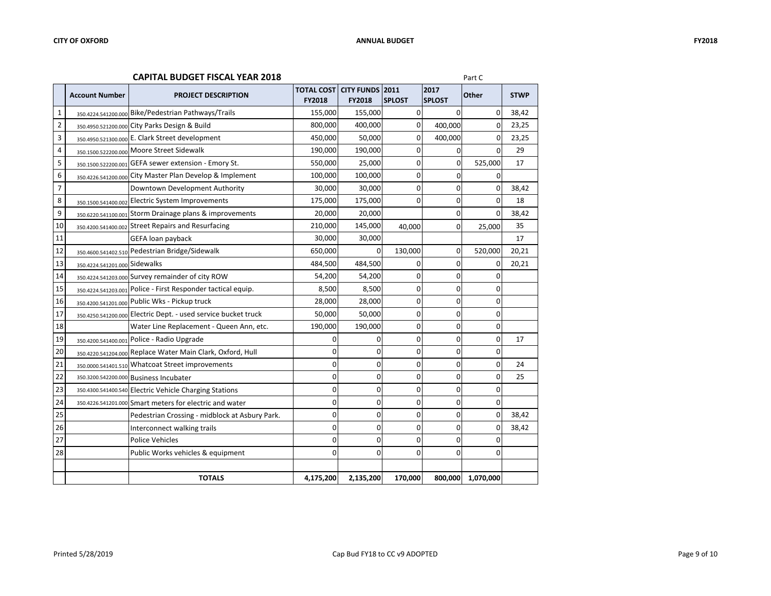## CAPITAL BUDGET FISCAL YEAR 2018

Part C

| | Account Number | PROJECT DESCRIPTION | TOTAL COST FY2018 | CITY FUNDS FY2018 | 2011 SPLOST | 2017 SPLOST | Other | STWP |
|---|---|---|---|---|---|---|---|---|
| 1 | 350.4224.541200.000 | Bike/Pedestrian Pathways/Trails | 155,000 | 155,000 | 0 | 0 | 0 | 38,42 |
| 2 | 350.4950.521200.000 | City Parks Design & Build | 800,000 | 400,000 | 0 | 400,000 | 0 | 23,25 |
| 3 | 350.4950.521300.000 | E. Clark Street development | 450,000 | 50,000 | 0 | 400,000 | 0 | 23,25 |
| 4 | 350.1500.522200.000 | Moore Street Sidewalk | 190,000 | 190,000 | 0 | 0 | 0 | 29 |
| 5 | 350.1500.522200.001 | GEFA sewer extension - Emory St. | 550,000 | 25,000 | 0 | 0 | 525,000 | 17 |
| 6 | 350.4226.541200.000 | City Master Plan Develop & Implement | 100,000 | 100,000 | 0 | 0 | 0 | |
| 7 | | Downtown Development Authority | 30,000 | 30,000 | 0 | 0 | 0 | 38,42 |
| 8 | 350.1500.541400.002 | Electric System Improvements | 175,000 | 175,000 | 0 | 0 | 0 | 18 |
| 9 | 350.6220.541100.001 | Storm Drainage plans & improvements | 20,000 | 20,000 | | 0 | 0 | 38,42 |
| 10 | 350.4200.541400.002 | Street Repairs and Resurfacing | 210,000 | 145,000 | 40,000 | 0 | 25,000 | 35 |
| 11 | | GEFA loan payback | 30,000 | 30,000 | | | | 17 |
| 12 | 350.4600.541402.510 | Pedestrian Bridge/Sidewalk | 650,000 | 0 | 130,000 | 0 | 520,000 | 20,21 |
| 13 | 350.4224.541201.000 | Sidewalks | 484,500 | 484,500 | 0 | 0 | 0 | 20,21 |
| 14 | 350.4224.541203.000 | Survey remainder of city ROW | 54,200 | 54,200 | 0 | 0 | 0 | |
| 15 | 350.4224.541203.001 | Police - First Responder tactical equip. | 8,500 | 8,500 | 0 | 0 | 0 | |
| 16 | 350.4200.541201.000 | Public Wks - Pickup truck | 28,000 | 28,000 | 0 | 0 | 0 | |
| 17 | 350.4250.541200.000 | Electric Dept. - used service bucket truck | 50,000 | 50,000 | 0 | 0 | 0 | |
| 18 | | Water Line Replacement - Queen Ann, etc. | 190,000 | 190,000 | 0 | 0 | 0 | |
| 19 | 350.4200.541400.001 | Police - Radio Upgrade | 0 | 0 | 0 | 0 | 0 | 17 |
| 20 | 350.4220.541204.000 | Replace Water Main Clark, Oxford, Hull | 0 | 0 | 0 | 0 | 0 | |
| 21 | 350.0000.541401.510 | Whatcoat Street improvements | 0 | 0 | 0 | 0 | 0 | 24 |
| 22 | 350.3200.542200.000 | Business Incubater | 0 | 0 | 0 | 0 | 0 | 25 |
| 23 | 350.4300.541400.540 | Electric Vehicle Charging Stations | 0 | 0 | 0 | 0 | 0 | |
| 24 | 350.4226.541201.000 | Smart meters for electric and water | 0 | 0 | 0 | 0 | 0 | |
| 25 | | Pedestrian Crossing - midblock at Asbury Park. | 0 | 0 | 0 | 0 | 0 | 38,42 |
| 26 | | Interconnect walking trails | 0 | 0 | 0 | 0 | 0 | 38,42 |
| 27 | | Police Vehicles | 0 | 0 | 0 | 0 | 0 | |
| 28 | | Public Works vehicles & equipment | 0 | 0 | 0 | 0 | 0 | |
| | | | | | | | | |
| | | **TOTALS** | **4,175,200** | **2,135,200** | **170,000** | **800,000** | **1,070,000** | |

Printed 5/28/2019 Cap Bud FY18 to CC v9 ADOPTED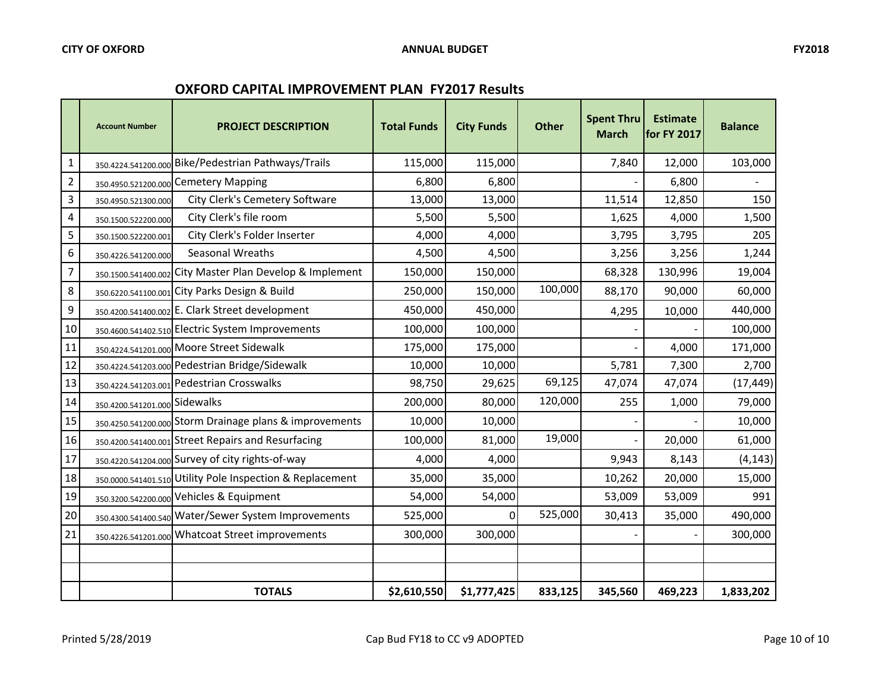## OXFORD CAPITAL IMPROVEMENT PLAN FY2017 Results

| | Account Number | PROJECT DESCRIPTION | Total Funds | City Funds | Other | Spent Thru March | Estimate for FY 2017 | Balance |
|---|---|---|---|---|---|---|---|---|
| 1 | 350.4224.541200.000 | Bike/Pedestrian Pathways/Trails | 115,000 | 115,000 | | 7,840 | 12,000 | 103,000 |
| 2 | 350.4950.521200.000 | Cemetery Mapping | 6,800 | 6,800 | | - | 6,800 | - |
| 3 | 350.4950.521300.000 | City Clerk's Cemetery Software | 13,000 | 13,000 | | 11,514 | 12,850 | 150 |
| 4 | 350.1500.522200.000 | City Clerk's file room | 5,500 | 5,500 | | 1,625 | 4,000 | 1,500 |
| 5 | 350.1500.522200.001 | City Clerk's Folder Inserter | 4,000 | 4,000 | | 3,795 | 3,795 | 205 |
| 6 | 350.4226.541200.000 | Seasonal Wreaths | 4,500 | 4,500 | | 3,256 | 3,256 | 1,244 |
| 7 | 350.1500.541400.002 | City Master Plan Develop & Implement | 150,000 | 150,000 | | 68,328 | 130,996 | 19,004 |
| 8 | 350.6220.541100.001 | City Parks Design & Build | 250,000 | 150,000 | 100,000 | 88,170 | 90,000 | 60,000 |
| 9 | 350.4200.541400.002 | E. Clark Street development | 450,000 | 450,000 | | 4,295 | 10,000 | 440,000 |
| 10 | 350.4600.541402.510 | Electric System Improvements | 100,000 | 100,000 | | - | - | 100,000 |
| 11 | 350.4224.541201.000 | Moore Street Sidewalk | 175,000 | 175,000 | | - | 4,000 | 171,000 |
| 12 | 350.4224.541203.000 | Pedestrian Bridge/Sidewalk | 10,000 | 10,000 | | 5,781 | 7,300 | 2,700 |
| 13 | 350.4224.541203.001 | Pedestrian Crosswalks | 98,750 | 29,625 | 69,125 | 47,074 | 47,074 | (17,449) |
| 14 | 350.4200.541201.000 | Sidewalks | 200,000 | 80,000 | 120,000 | 255 | 1,000 | 79,000 |
| 15 | 350.4250.541200.000 | Storm Drainage plans & improvements | 10,000 | 10,000 | | - | - | 10,000 |
| 16 | 350.4200.541400.001 | Street Repairs and Resurfacing | 100,000 | 81,000 | 19,000 | - | 20,000 | 61,000 |
| 17 | 350.4220.541204.000 | Survey of city rights-of-way | 4,000 | 4,000 | | 9,943 | 8,143 | (4,143) |
| 18 | 350.0000.541401.510 | Utility Pole Inspection & Replacement | 35,000 | 35,000 | | 10,262 | 20,000 | 15,000 |
| 19 | 350.3200.542200.000 | Vehicles & Equipment | 54,000 | 54,000 | | 53,009 | 53,009 | 991 |
| 20 | 350.4300.541400.540 | Water/Sewer System Improvements | 525,000 | 0 | 525,000 | 30,413 | 35,000 | 490,000 |
| 21 | 350.4226.541201.000 | Whatcoat Street improvements | 300,000 | 300,000 | | - | - | 300,000 |
| | | | | | | | | |
| | | | | | | | | |
| | | **TOTALS** | **$2,610,550** | **$1,777,425** | **833,125** | **345,560** | **469,223** | **1,833,202** |

Printed 5/28/2019 Cap Bud FY18 to CC v9 ADOPTED